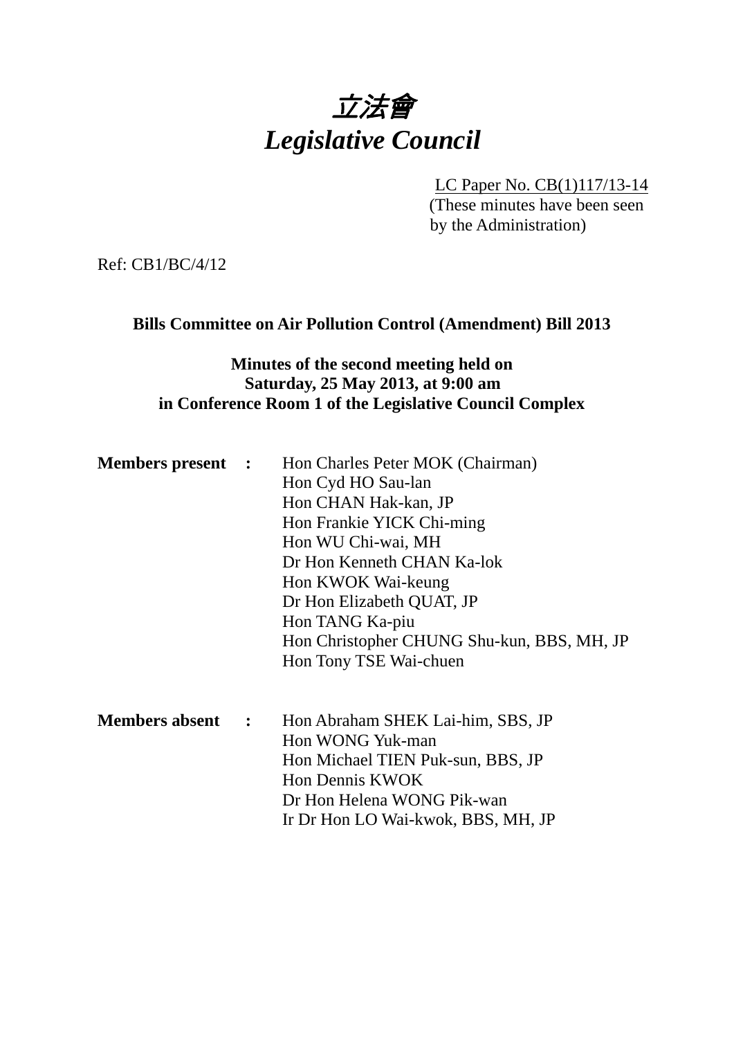# 立法會
# *Legislative Council*

LC Paper No. CB(1)117/13-14
(These minutes have been seen by the Administration)

Ref: CB1/BC/4/12

**Bills Committee on Air Pollution Control (Amendment) Bill 2013**

**Minutes of the second meeting held on Saturday, 25 May 2013, at 9:00 am in Conference Room 1 of the Legislative Council Complex**

| | | |
|---|---|---|
| **Members present** | **:** | Hon Charles Peter MOK (Chairman)<br>Hon Cyd HO Sau-lan<br>Hon CHAN Hak-kan, JP<br>Hon Frankie YICK Chi-ming<br>Hon WU Chi-wai, MH<br>Dr Hon Kenneth CHAN Ka-lok<br>Hon KWOK Wai-keung<br>Dr Hon Elizabeth QUAT, JP<br>Hon TANG Ka-piu<br>Hon Christopher CHUNG Shu-kun, BBS, MH, JP<br>Hon Tony TSE Wai-chuen |
| **Members absent** | **:** | Hon Abraham SHEK Lai-him, SBS, JP<br>Hon WONG Yuk-man<br>Hon Michael TIEN Puk-sun, BBS, JP<br>Hon Dennis KWOK<br>Dr Hon Helena WONG Pik-wan<br>Ir Dr Hon LO Wai-kwok, BBS, MH, JP |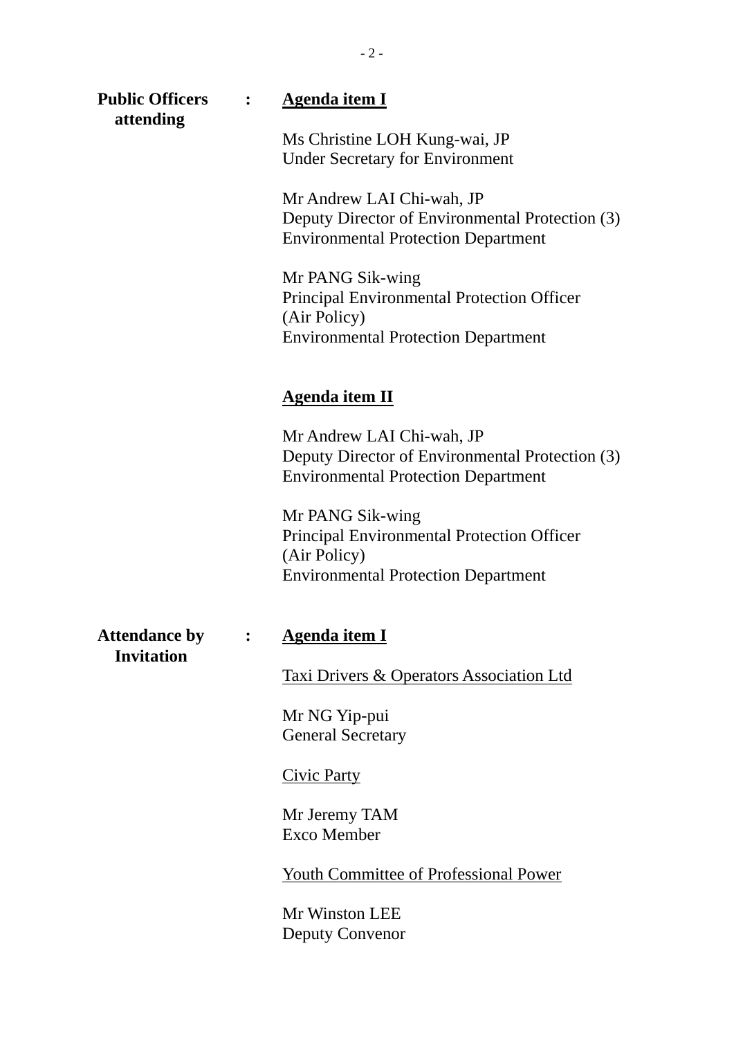**Public Officers attending** : <u>**Agenda item I**</u>

Ms Christine LOH Kung-wai, JP
Under Secretary for Environment

Mr Andrew LAI Chi-wah, JP
Deputy Director of Environmental Protection (3)
Environmental Protection Department

Mr PANG Sik-wing
Principal Environmental Protection Officer
(Air Policy)
Environmental Protection Department

<u>**Agenda item II**</u>

Mr Andrew LAI Chi-wah, JP
Deputy Director of Environmental Protection (3)
Environmental Protection Department

Mr PANG Sik-wing
Principal Environmental Protection Officer
(Air Policy)
Environmental Protection Department

**Attendance by Invitation** : <u>**Agenda item I**</u>

<u>Taxi Drivers & Operators Association Ltd</u>

Mr NG Yip-pui
General Secretary

<u>Civic Party</u>

Mr Jeremy TAM
Exco Member

<u>Youth Committee of Professional Power</u>

Mr Winston LEE
Deputy Convenor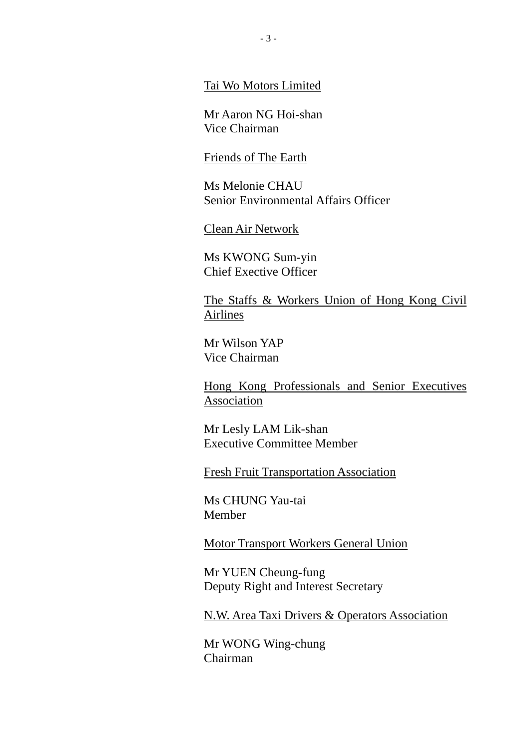<u>Tai Wo Motors Limited</u>

Mr Aaron NG Hoi-shan
Vice Chairman

<u>Friends of The Earth</u>

Ms Melonie CHAU
Senior Environmental Affairs Officer

<u>Clean Air Network</u>

Ms KWONG Sum-yin
Chief Exective Officer

<u>The Staffs & Workers Union of Hong Kong Civil Airlines</u>

Mr Wilson YAP
Vice Chairman

<u>Hong Kong Professionals and Senior Executives Association</u>

Mr Lesly LAM Lik-shan
Executive Committee Member

<u>Fresh Fruit Transportation Association</u>

Ms CHUNG Yau-tai
Member

<u>Motor Transport Workers General Union</u>

Mr YUEN Cheung-fung
Deputy Right and Interest Secretary

<u>N.W. Area Taxi Drivers & Operators Association</u>

Mr WONG Wing-chung
Chairman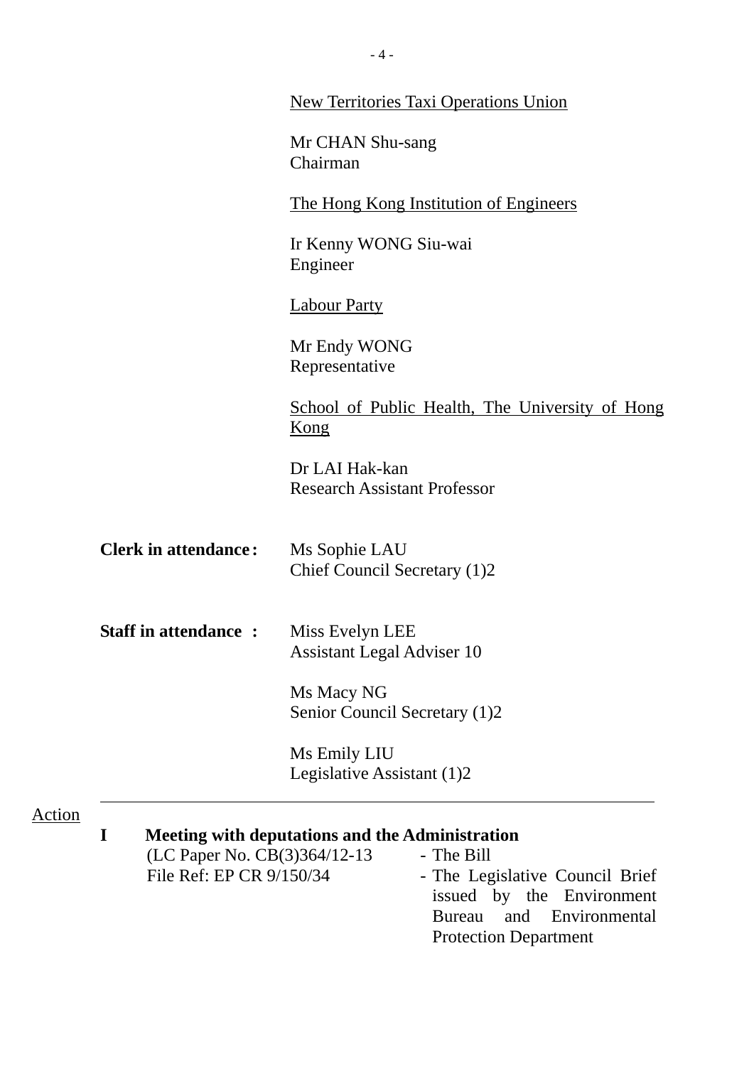<u>New Territories Taxi Operations Union</u>

Mr CHAN Shu-sang
Chairman

<u>The Hong Kong Institution of Engineers</u>

Ir Kenny WONG Siu-wai
Engineer

<u>Labour Party</u>

Mr Endy WONG
Representative

<u>School of Public Health, The University of Hong Kong</u>

Dr LAI Hak-kan
Research Assistant Professor

**Clerk in attendance :** Ms Sophie LAU
Chief Council Secretary (1)2

**Staff in attendance :** Miss Evelyn LEE
Assistant Legal Adviser 10

Ms Macy NG
Senior Council Secretary (1)2

Ms Emily LIU
Legislative Assistant (1)2

---

<u>Action</u>

**I Meeting with deputations and the Administration**

(LC Paper No. CB(3)364/12-13 - The Bill
File Ref: EP CR 9/150/34 - The Legislative Council Brief issued by the Environment Bureau and Environmental Protection Department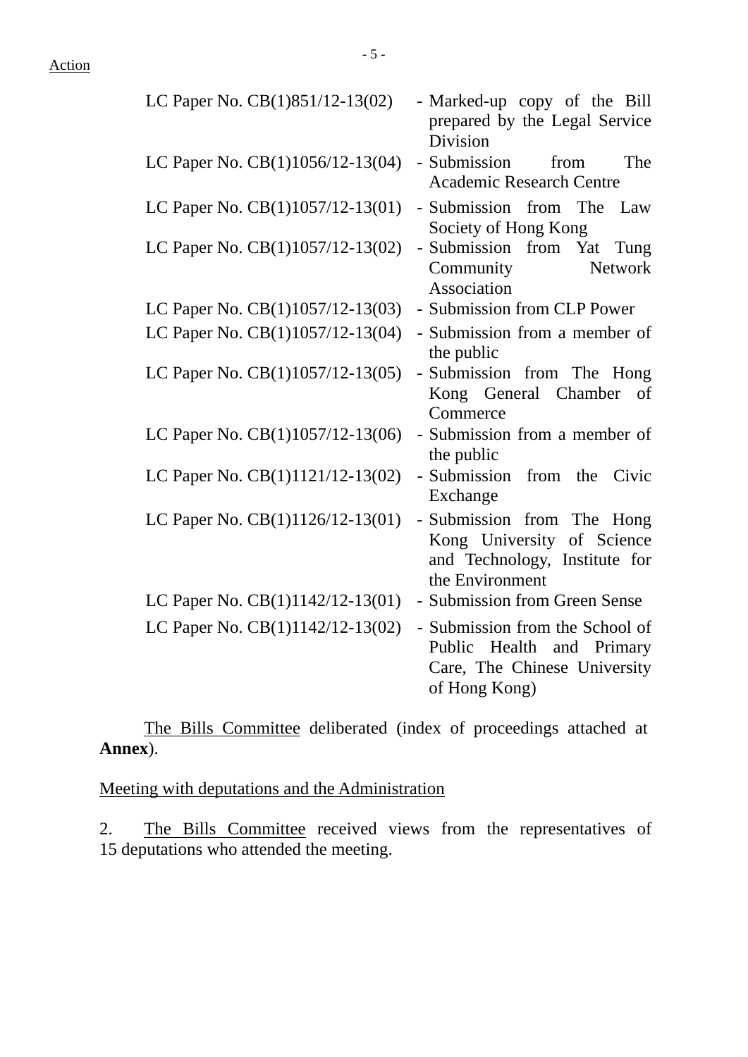| | |
|---|---|
| LC Paper No. CB(1)851/12-13(02) | - Marked-up copy of the Bill prepared by the Legal Service Division |
| LC Paper No. CB(1)1056/12-13(04) | - Submission from The Academic Research Centre |
| LC Paper No. CB(1)1057/12-13(01) | - Submission from The Law Society of Hong Kong |
| LC Paper No. CB(1)1057/12-13(02) | - Submission from Yat Tung Community Network Association |
| LC Paper No. CB(1)1057/12-13(03) | - Submission from CLP Power |
| LC Paper No. CB(1)1057/12-13(04) | - Submission from a member of the public |
| LC Paper No. CB(1)1057/12-13(05) | - Submission from The Hong Kong General Chamber of Commerce |
| LC Paper No. CB(1)1057/12-13(06) | - Submission from a member of the public |
| LC Paper No. CB(1)1121/12-13(02) | - Submission from the Civic Exchange |
| LC Paper No. CB(1)1126/12-13(01) | - Submission from The Hong Kong University of Science and Technology, Institute for the Environment |
| LC Paper No. CB(1)1142/12-13(01) | - Submission from Green Sense |
| LC Paper No. CB(1)1142/12-13(02) | - Submission from the School of Public Health and Primary Care, The Chinese University of Hong Kong) |

The Bills Committee deliberated (index of proceedings attached at **Annex**).

Meeting with deputations and the Administration

2. The Bills Committee received views from the representatives of 15 deputations who attended the meeting.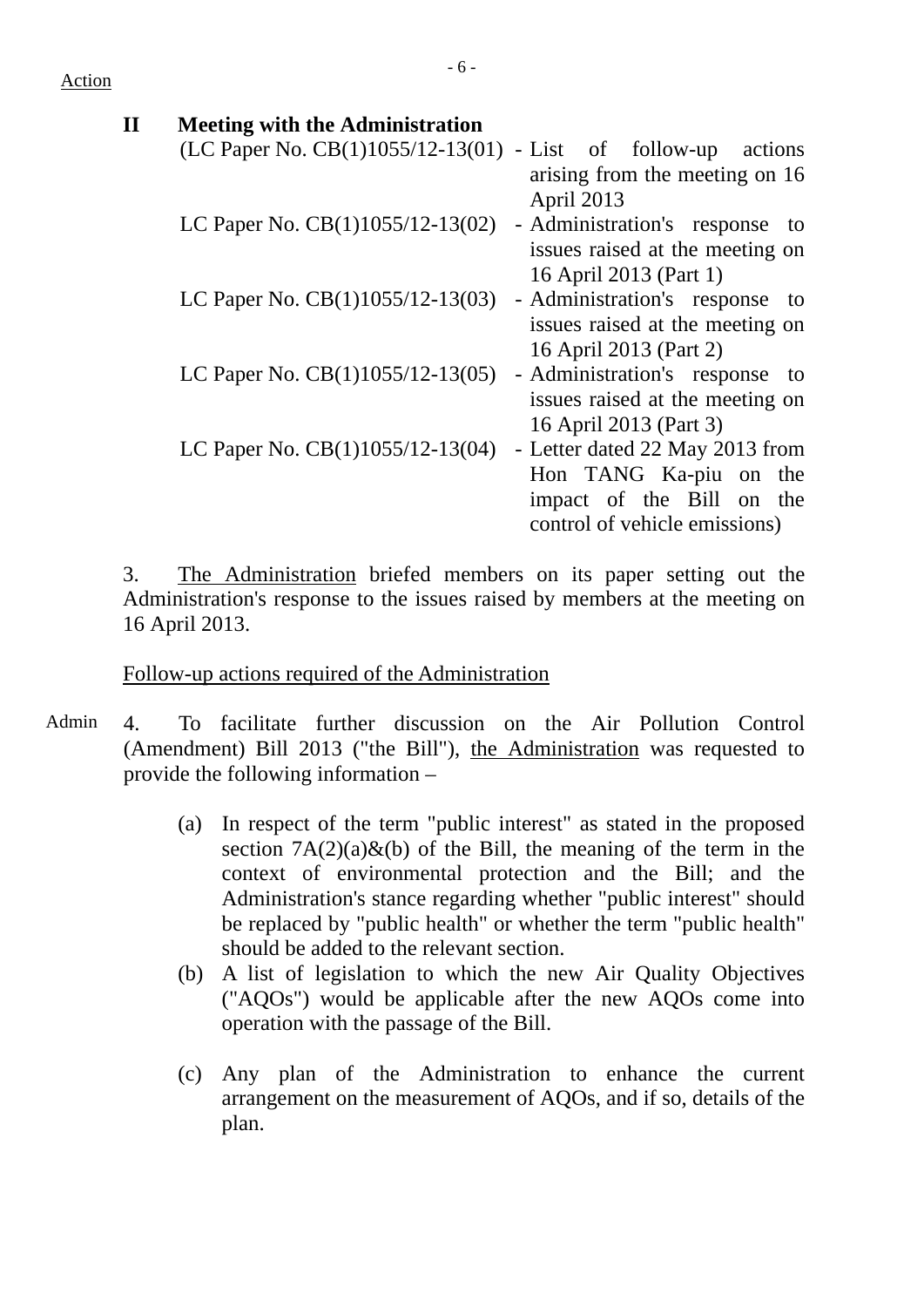Action

## II Meeting with the Administration

(LC Paper No. CB(1)1055/12-13(01) - List of follow-up actions arising from the meeting on 16 April 2013

LC Paper No. CB(1)1055/12-13(02) - Administration's response to issues raised at the meeting on 16 April 2013 (Part 1)

LC Paper No. CB(1)1055/12-13(03) - Administration's response to issues raised at the meeting on 16 April 2013 (Part 2)

LC Paper No. CB(1)1055/12-13(05) - Administration's response to issues raised at the meeting on 16 April 2013 (Part 3)

LC Paper No. CB(1)1055/12-13(04) - Letter dated 22 May 2013 from Hon TANG Ka-piu on the impact of the Bill on the control of vehicle emissions)

3. The Administration briefed members on its paper setting out the Administration's response to the issues raised by members at the meeting on 16 April 2013.

Follow-up actions required of the Administration

Admin

4. To facilitate further discussion on the Air Pollution Control (Amendment) Bill 2013 ("the Bill"), the Administration was requested to provide the following information –

(a) In respect of the term "public interest" as stated in the proposed section 7A(2)(a)&(b) of the Bill, the meaning of the term in the context of environmental protection and the Bill; and the Administration's stance regarding whether "public interest" should be replaced by "public health" or whether the term "public health" should be added to the relevant section.

(b) A list of legislation to which the new Air Quality Objectives ("AQOs") would be applicable after the new AQOs come into operation with the passage of the Bill.

(c) Any plan of the Administration to enhance the current arrangement on the measurement of AQOs, and if so, details of the plan.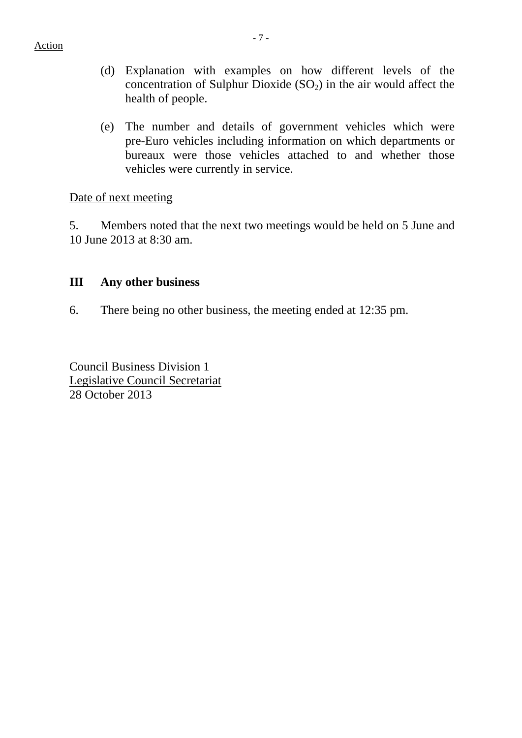Action

(d) Explanation with examples on how different levels of the concentration of Sulphur Dioxide ($SO_2$) in the air would affect the health of people.

(e) The number and details of government vehicles which were pre-Euro vehicles including information on which departments or bureaux were those vehicles attached to and whether those vehicles were currently in service.

Date of next meeting

5. Members noted that the next two meetings would be held on 5 June and 10 June 2013 at 8:30 am.

## III Any other business

6. There being no other business, the meeting ended at 12:35 pm.

Council Business Division 1
Legislative Council Secretariat
28 October 2013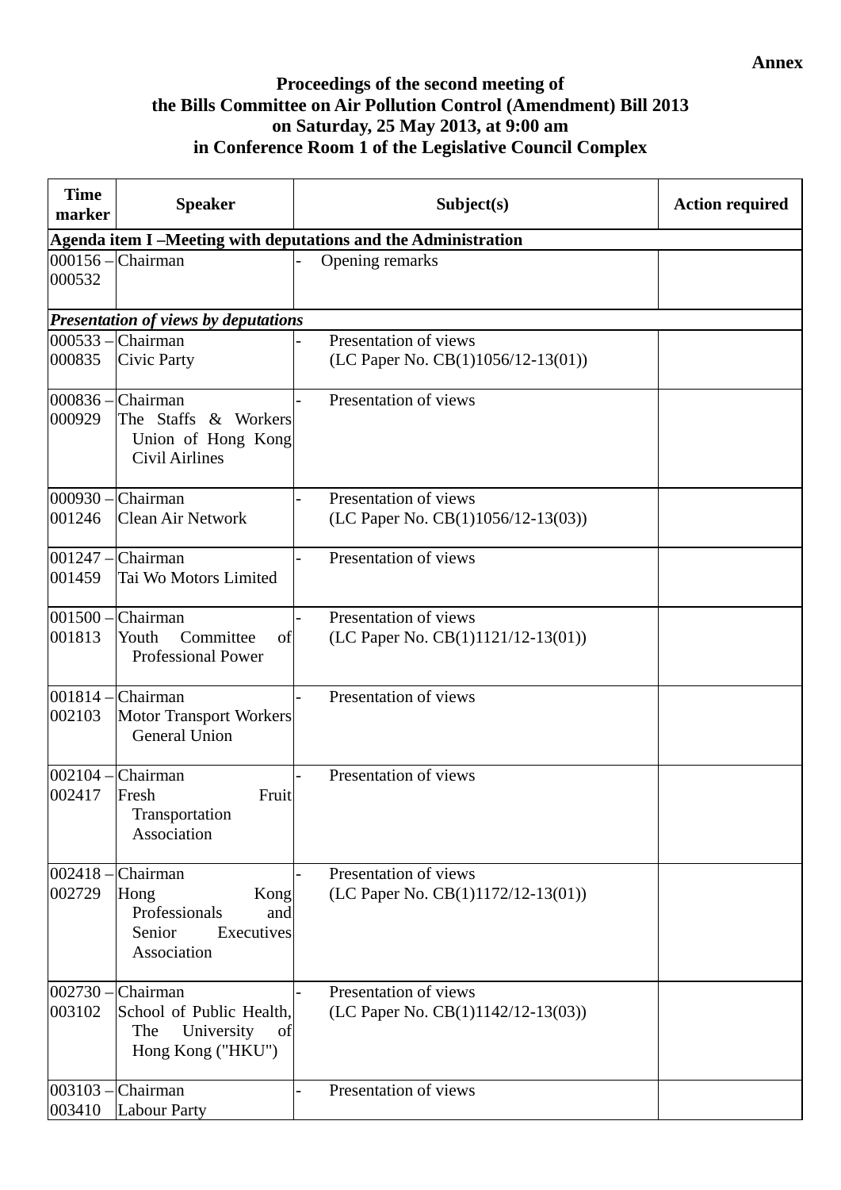**Annex**

**Proceedings of the second meeting of**
**the Bills Committee on Air Pollution Control (Amendment) Bill 2013**
**on Saturday, 25 May 2013, at 9:00 am**
**in Conference Room 1 of the Legislative Council Complex**

| Time marker | Speaker | Subject(s) | Action required |
|---|---|---|---|
| **Agenda item I –Meeting with deputations and the Administration** | | | |
| 000156 – 000532 | Chairman | - Opening remarks | |
| ***Presentation of views by deputations*** | | | |
| 000533 – 000835 | Chairman<br>Civic Party | - Presentation of views (LC Paper No. CB(1)1056/12-13(01)) | |
| 000836 – 000929 | Chairman<br>The Staffs & Workers Union of Hong Kong Civil Airlines | - Presentation of views | |
| 000930 – 001246 | Chairman<br>Clean Air Network | - Presentation of views (LC Paper No. CB(1)1056/12-13(03)) | |
| 001247 – 001459 | Chairman<br>Tai Wo Motors Limited | - Presentation of views | |
| 001500 – 001813 | Chairman<br>Youth Committee of Professional Power | - Presentation of views (LC Paper No. CB(1)1121/12-13(01)) | |
| 001814 – 002103 | Chairman<br>Motor Transport Workers General Union | - Presentation of views | |
| 002104 – 002417 | Chairman<br>Fresh Fruit Transportation Association | - Presentation of views | |
| 002418 – 002729 | Chairman<br>Hong Kong Professionals and Senior Executives Association | - Presentation of views (LC Paper No. CB(1)1172/12-13(01)) | |
| 002730 – 003102 | Chairman<br>School of Public Health, The University of Hong Kong ("HKU") | - Presentation of views (LC Paper No. CB(1)1142/12-13(03)) | |
| 003103 – 003410 | Chairman<br>Labour Party | - Presentation of views | |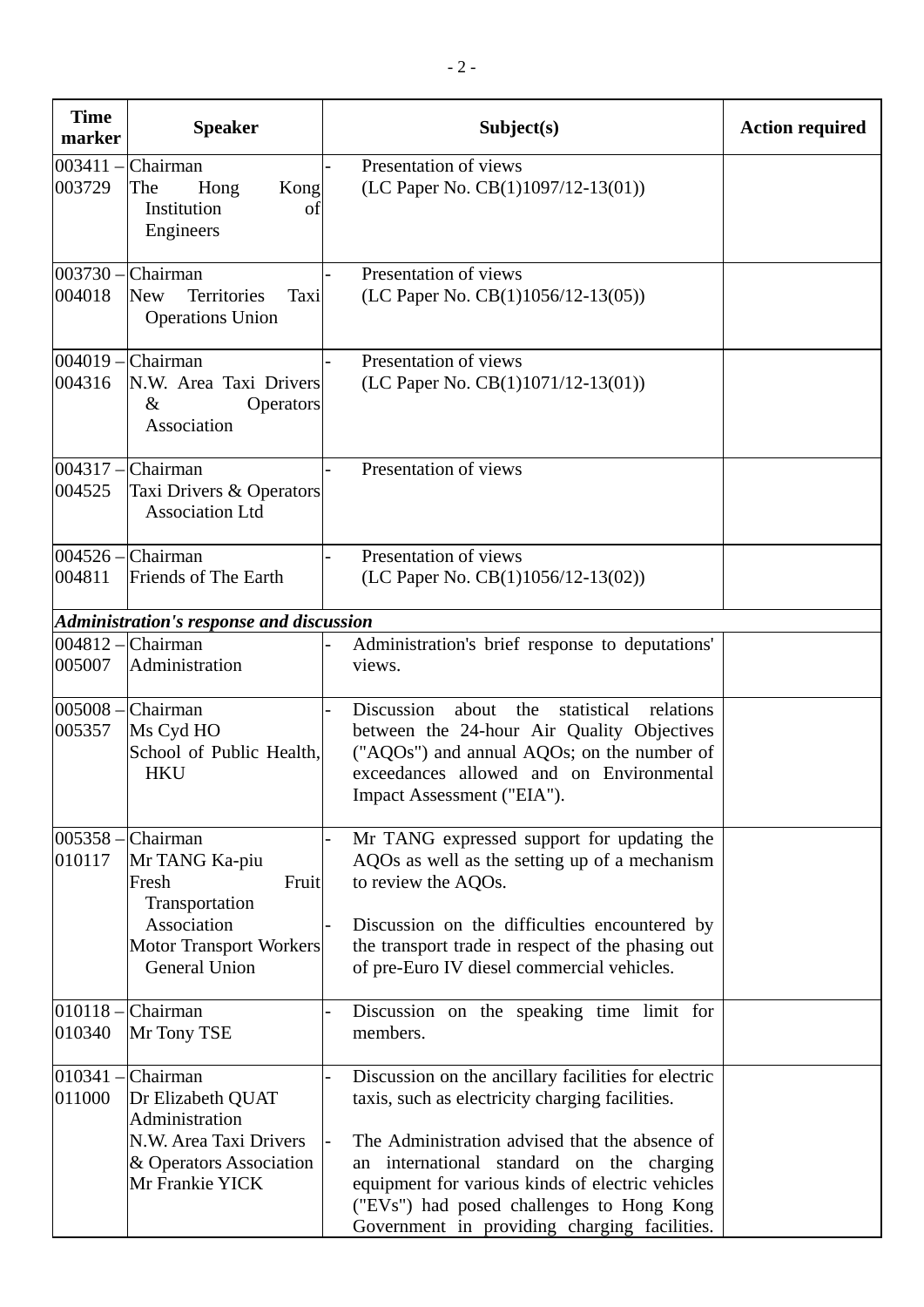| Time marker | Speaker | Subject(s) | Action required |
|---|---|---|---|
| 003411 – 003729 | Chairman<br>The Hong Kong Institution of Engineers | - Presentation of views (LC Paper No. CB(1)1097/12-13(01)) | |
| 003730 – 004018 | Chairman<br>New Territories Taxi Operations Union | - Presentation of views (LC Paper No. CB(1)1056/12-13(05)) | |
| 004019 – 004316 | Chairman<br>N.W. Area Taxi Drivers & Operators Association | - Presentation of views (LC Paper No. CB(1)1071/12-13(01)) | |
| 004317 – 004525 | Chairman<br>Taxi Drivers & Operators Association Ltd | - Presentation of views | |
| 004526 – 004811 | Chairman<br>Friends of The Earth | - Presentation of views (LC Paper No. CB(1)1056/12-13(02)) | |
| ***Administration's response and discussion*** | | | |
| 004812 – 005007 | Chairman<br>Administration | - Administration's brief response to deputations' views. | |
| 005008 – 005357 | Chairman<br>Ms Cyd HO<br>School of Public Health, HKU | - Discussion about the statistical relations between the 24-hour Air Quality Objectives ("AQOs") and annual AQOs; on the number of exceedances allowed and on Environmental Impact Assessment ("EIA"). | |
| 005358 – 010117 | Chairman<br>Mr TANG Ka-piu<br>Fresh Fruit Transportation Association<br>Motor Transport Workers General Union | - Mr TANG expressed support for updating the AQOs as well as the setting up of a mechanism to review the AQOs.<br><br>- Discussion on the difficulties encountered by the transport trade in respect of the phasing out of pre-Euro IV diesel commercial vehicles. | |
| 010118 – 010340 | Chairman<br>Mr Tony TSE | - Discussion on the speaking time limit for members. | |
| 010341 – 011000 | Chairman<br>Dr Elizabeth QUAT<br>Administration<br>N.W. Area Taxi Drivers & Operators Association<br>Mr Frankie YICK | - Discussion on the ancillary facilities for electric taxis, such as electricity charging facilities.<br><br>- The Administration advised that the absence of an international standard on the charging equipment for various kinds of electric vehicles ("EVs") had posed challenges to Hong Kong Government in providing charging facilities. | |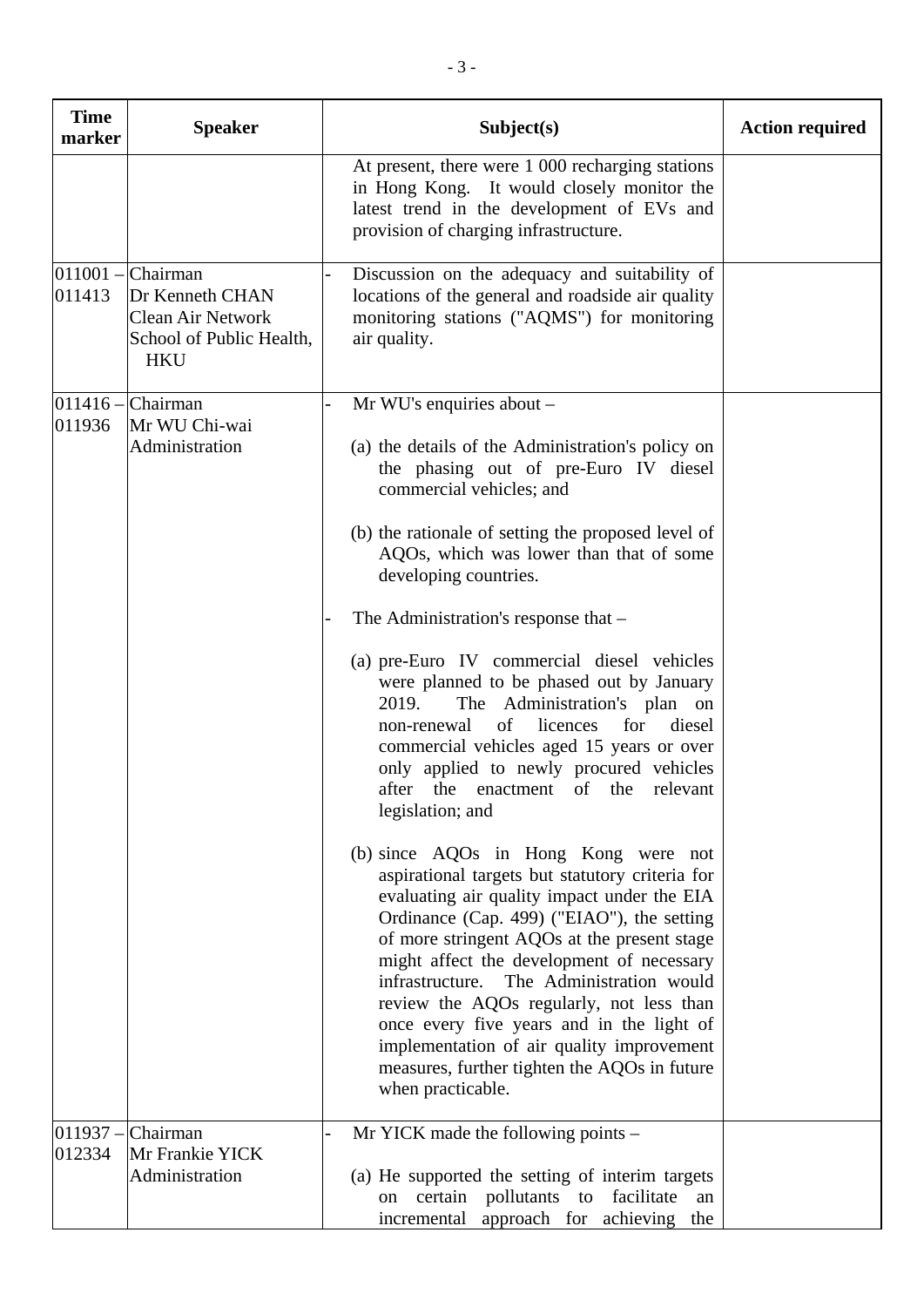| Time marker | Speaker | Subject(s) | Action required |
|---|---|---|---|
| | | At present, there were 1 000 recharging stations in Hong Kong. It would closely monitor the latest trend in the development of EVs and provision of charging infrastructure. | |
| 011001 – 011413 | Chairman<br>Dr Kenneth CHAN<br>Clean Air Network<br>School of Public Health, HKU | - Discussion on the adequacy and suitability of locations of the general and roadside air quality monitoring stations ("AQMS") for monitoring air quality. | |
| 011416 – 011936 | Chairman<br>Mr WU Chi-wai<br>Administration | - Mr WU's enquiries about –<br><br>(a) the details of the Administration's policy on the phasing out of pre-Euro IV diesel commercial vehicles; and<br><br>(b) the rationale of setting the proposed level of AQOs, which was lower than that of some developing countries.<br><br>- The Administration's response that –<br><br>(a) pre-Euro IV commercial diesel vehicles were planned to be phased out by January 2019. The Administration's plan on non-renewal of licences for diesel commercial vehicles aged 15 years or over only applied to newly procured vehicles after the enactment of the relevant legislation; and<br><br>(b) since AQOs in Hong Kong were not aspirational targets but statutory criteria for evaluating air quality impact under the EIA Ordinance (Cap. 499) ("EIAO"), the setting of more stringent AQOs at the present stage might affect the development of necessary infrastructure. The Administration would review the AQOs regularly, not less than once every five years and in the light of implementation of air quality improvement measures, further tighten the AQOs in future when practicable. | |
| 011937 – 012334 | Chairman<br>Mr Frankie YICK<br>Administration | - Mr YICK made the following points –<br><br>(a) He supported the setting of interim targets on certain pollutants to facilitate an incremental approach for achieving the | |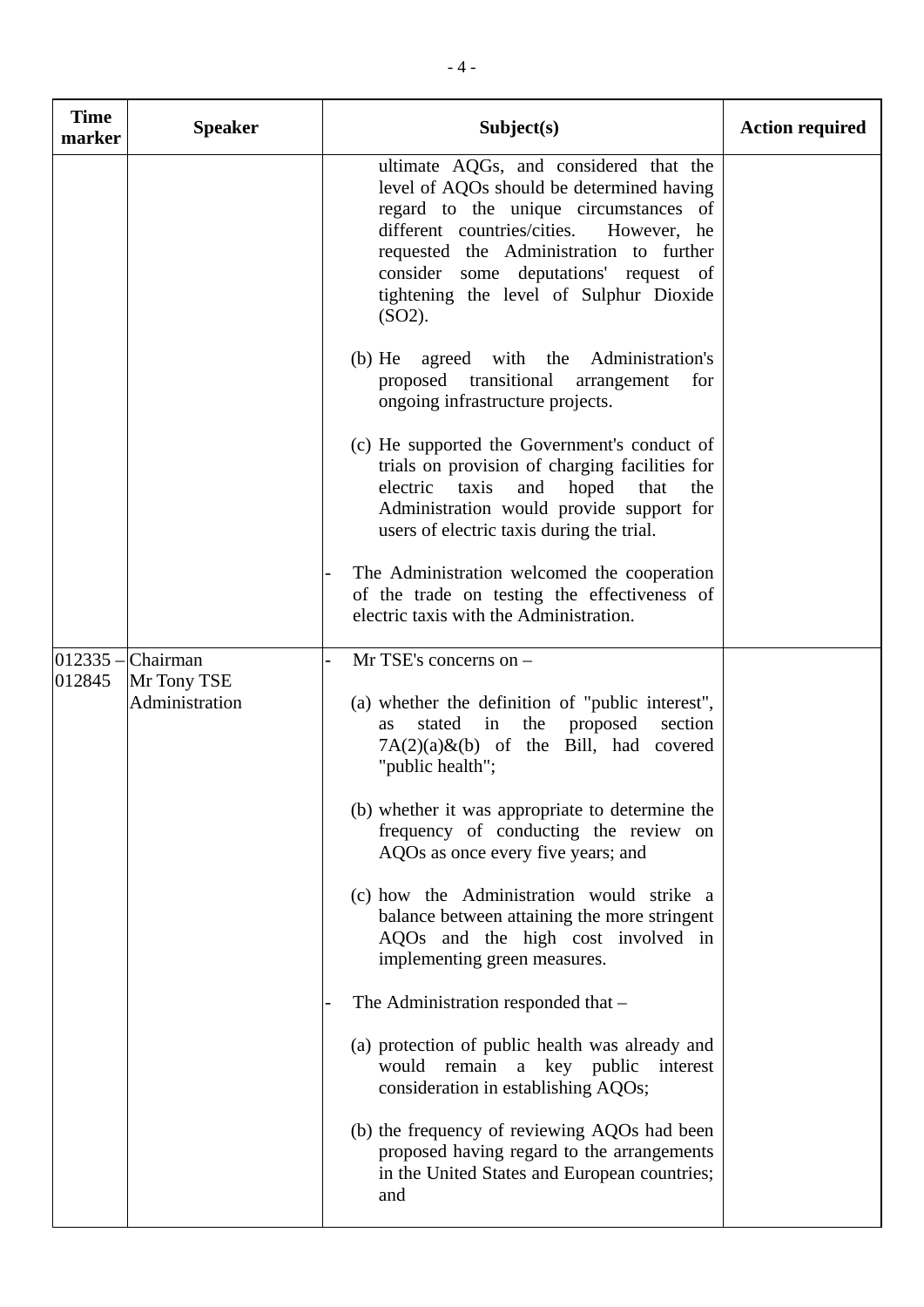| Time marker | Speaker | Subject(s) | Action required |
|---|---|---|---|
| | | ultimate AQGs, and considered that the level of AQOs should be determined having regard to the unique circumstances of different countries/cities. However, he requested the Administration to further consider some deputations' request of tightening the level of Sulphur Dioxide ($SO_2$).<br><br>(b) He agreed with the Administration's proposed transitional arrangement for ongoing infrastructure projects.<br><br>(c) He supported the Government's conduct of trials on provision of charging facilities for electric taxis and hoped that the Administration would provide support for users of electric taxis during the trial.<br><br>- The Administration welcomed the cooperation of the trade on testing the effectiveness of electric taxis with the Administration. | |
| 012335 – 012845 | Chairman<br>Mr Tony TSE<br>Administration | - Mr TSE's concerns on –<br><br>(a) whether the definition of "public interest", as stated in the proposed section 7A(2)(a)&(b) of the Bill, had covered "public health";<br><br>(b) whether it was appropriate to determine the frequency of conducting the review on AQOs as once every five years; and<br><br>(c) how the Administration would strike a balance between attaining the more stringent AQOs and the high cost involved in implementing green measures.<br><br>- The Administration responded that –<br><br>(a) protection of public health was already and would remain a key public interest consideration in establishing AQOs;<br><br>(b) the frequency of reviewing AQOs had been proposed having regard to the arrangements in the United States and European countries; and | |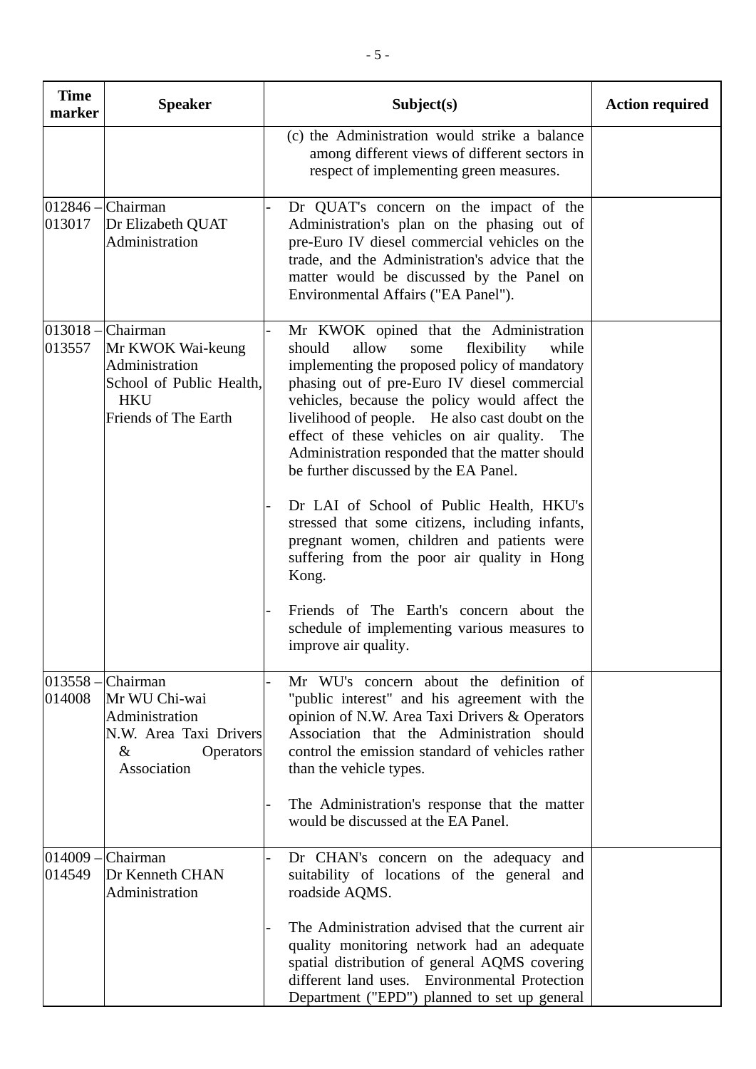| Time marker | Speaker | Subject(s) | Action required |
|---|---|---|---|
| | | (c) the Administration would strike a balance among different views of different sectors in respect of implementing green measures. | |
| 012846 – 013017 | Chairman<br>Dr Elizabeth QUAT<br>Administration | - Dr QUAT's concern on the impact of the Administration's plan on the phasing out of pre-Euro IV diesel commercial vehicles on the trade, and the Administration's advice that the matter would be discussed by the Panel on Environmental Affairs ("EA Panel"). | |
| 013018 – 013557 | Chairman<br>Mr KWOK Wai-keung<br>Administration<br>School of Public Health, HKU<br>Friends of The Earth | - Mr KWOK opined that the Administration should allow some flexibility while implementing the proposed policy of mandatory phasing out of pre-Euro IV diesel commercial vehicles, because the policy would affect the livelihood of people. He also cast doubt on the effect of these vehicles on air quality. The Administration responded that the matter should be further discussed by the EA Panel.<br><br>- Dr LAI of School of Public Health, HKU's stressed that some citizens, including infants, pregnant women, children and patients were suffering from the poor air quality in Hong Kong.<br><br>- Friends of The Earth's concern about the schedule of implementing various measures to improve air quality. | |
| 013558 – 014008 | Chairman<br>Mr WU Chi-wai<br>Administration<br>N.W. Area Taxi Drivers & Operators Association | - Mr WU's concern about the definition of "public interest" and his agreement with the opinion of N.W. Area Taxi Drivers & Operators Association that the Administration should control the emission standard of vehicles rather than the vehicle types.<br><br>- The Administration's response that the matter would be discussed at the EA Panel. | |
| 014009 – 014549 | Chairman<br>Dr Kenneth CHAN<br>Administration | - Dr CHAN's concern on the adequacy and suitability of locations of the general and roadside AQMS.<br><br>- The Administration advised that the current air quality monitoring network had an adequate spatial distribution of general AQMS covering different land uses. Environmental Protection Department ("EPD") planned to set up general | |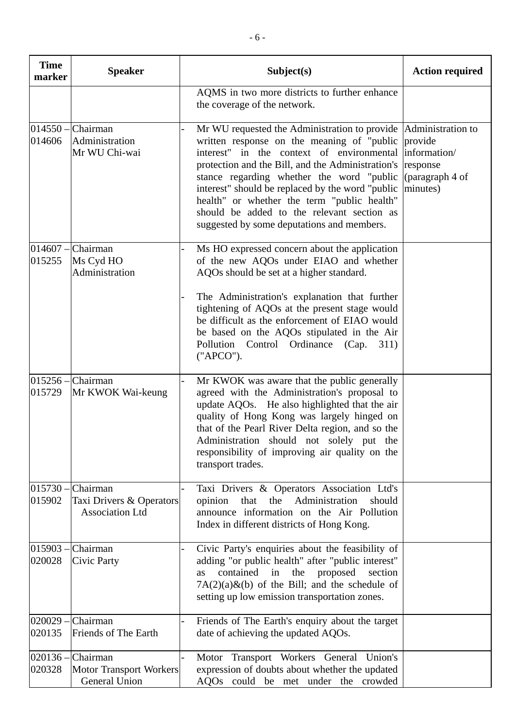| Time marker | Speaker | Subject(s) | Action required |
|---|---|---|---|
| | | AQMS in two more districts to further enhance the coverage of the network. | |
| 014550 – 014606 | Chairman<br>Administration<br>Mr WU Chi-wai | - Mr WU requested the Administration to provide written response on the meaning of "public interest" in the context of environmental protection and the Bill, and the Administration's stance regarding whether the word "public interest" should be replaced by the word "public health" or whether the term "public health" should be added to the relevant section as suggested by some deputations and members. | Administration to provide information/ response (paragraph 4 of minutes) |
| 014607 – 015255 | Chairman<br>Ms Cyd HO<br>Administration | - Ms HO expressed concern about the application of the new AQOs under EIAO and whether AQOs should be set at a higher standard.<br><br>- The Administration's explanation that further tightening of AQOs at the present stage would be difficult as the enforcement of EIAO would be based on the AQOs stipulated in the Air Pollution Control Ordinance (Cap. 311) ("APCO"). | |
| 015256 – 015729 | Chairman<br>Mr KWOK Wai-keung | - Mr KWOK was aware that the public generally agreed with the Administration's proposal to update AQOs. He also highlighted that the air quality of Hong Kong was largely hinged on that of the Pearl River Delta region, and so the Administration should not solely put the responsibility of improving air quality on the transport trades. | |
| 015730 – 015902 | Chairman<br>Taxi Drivers & Operators Association Ltd | - Taxi Drivers & Operators Association Ltd's opinion that the Administration should announce information on the Air Pollution Index in different districts of Hong Kong. | |
| 015903 – 020028 | Chairman<br>Civic Party | - Civic Party's enquiries about the feasibility of adding "or public health" after "public interest" as contained in the proposed section 7A(2)(a)&(b) of the Bill; and the schedule of setting up low emission transportation zones. | |
| 020029 – 020135 | Chairman<br>Friends of The Earth | - Friends of The Earth's enquiry about the target date of achieving the updated AQOs. | |
| 020136 – 020328 | Chairman<br>Motor Transport Workers General Union | - Motor Transport Workers General Union's expression of doubts about whether the updated AQOs could be met under the crowded | |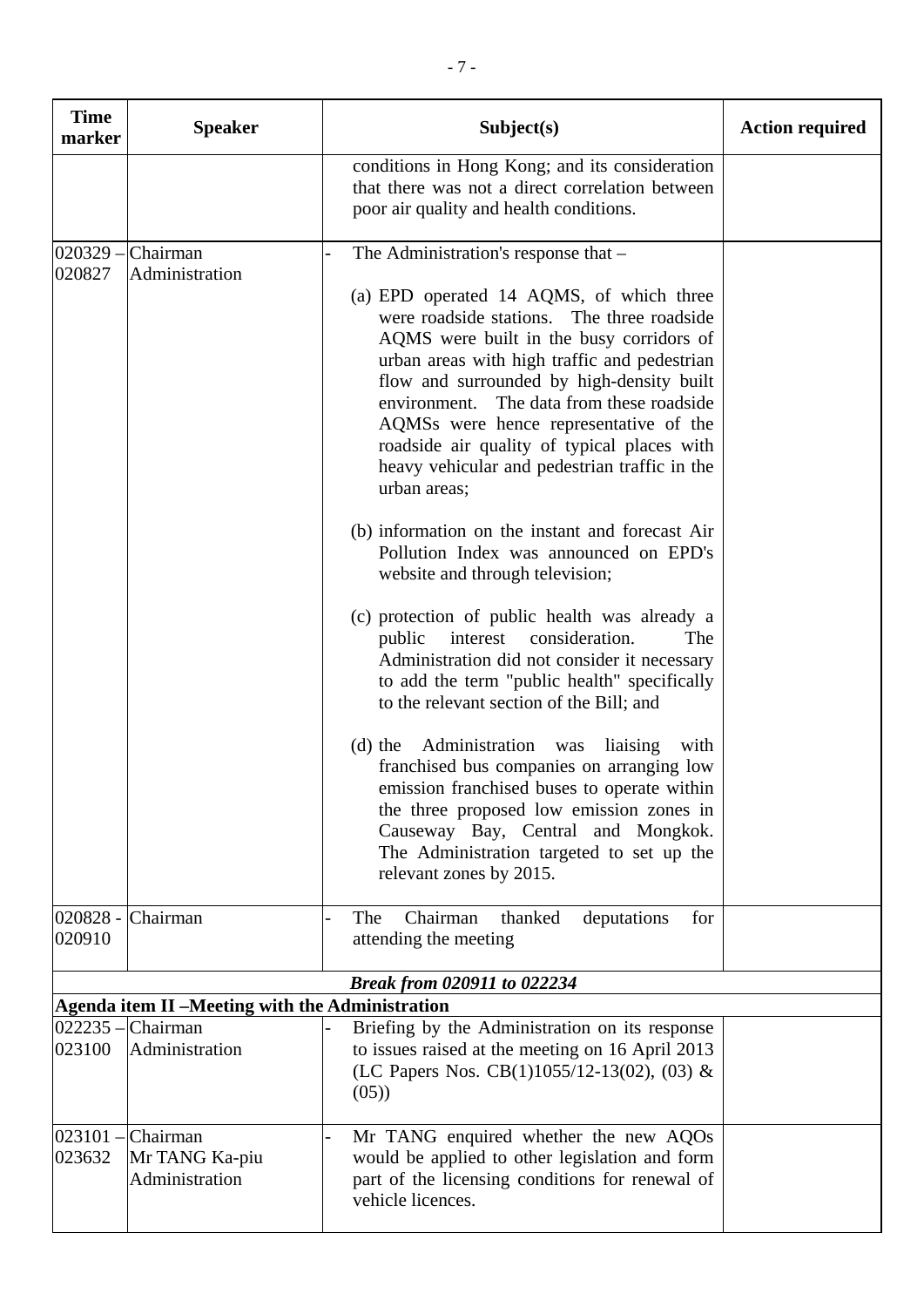| Time marker | Speaker | Subject(s) | Action required |
|---|---|---|---|
| | | conditions in Hong Kong; and its consideration that there was not a direct correlation between poor air quality and health conditions. | |
| 020329 – 020827 | Chairman<br>Administration | - The Administration's response that –<br><br>(a) EPD operated 14 AQMS, of which three were roadside stations. The three roadside AQMS were built in the busy corridors of urban areas with high traffic and pedestrian flow and surrounded by high-density built environment. The data from these roadside AQMSs were hence representative of the roadside air quality of typical places with heavy vehicular and pedestrian traffic in the urban areas;<br><br>(b) information on the instant and forecast Air Pollution Index was announced on EPD's website and through television;<br><br>(c) protection of public health was already a public interest consideration. The Administration did not consider it necessary to add the term "public health" specifically to the relevant section of the Bill; and<br><br>(d) the Administration was liaising with franchised bus companies on arranging low emission franchised buses to operate within the three proposed low emission zones in Causeway Bay, Central and Mongkok. The Administration targeted to set up the relevant zones by 2015. | |
| 020828 - 020910 | Chairman | - The Chairman thanked deputations for attending the meeting | |
| | | ***Break from 020911 to 022234*** | |
| **Agenda item II –Meeting with the Administration** | | | |
| 022235 – 023100 | Chairman<br>Administration | - Briefing by the Administration on its response to issues raised at the meeting on 16 April 2013 (LC Papers Nos. CB(1)1055/12-13(02), (03) & (05)) | |
| 023101 – 023632 | Chairman<br>Mr TANG Ka-piu<br>Administration | - Mr TANG enquired whether the new AQOs would be applied to other legislation and form part of the licensing conditions for renewal of vehicle licences. | |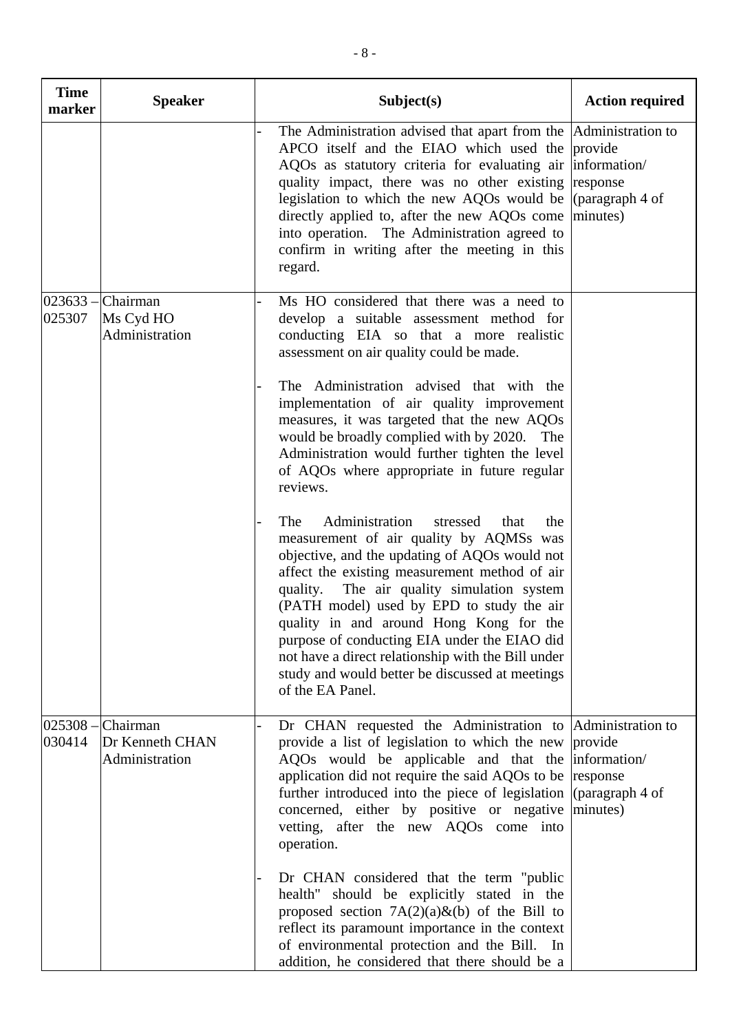| Time marker | Speaker | Subject(s) | Action required |
|---|---|---|---|
| | | - The Administration advised that apart from the APCO itself and the EIAO which used the AQOs as statutory criteria for evaluating air quality impact, there was no other existing legislation to which the new AQOs would be directly applied to, after the new AQOs come into operation. The Administration agreed to confirm in writing after the meeting in this regard. | Administration to provide information/ response (paragraph 4 of minutes) |
| 023633 – 025307 | Chairman<br>Ms Cyd HO<br>Administration | - Ms HO considered that there was a need to develop a suitable assessment method for conducting EIA so that a more realistic assessment on air quality could be made.<br><br>- The Administration advised that with the implementation of air quality improvement measures, it was targeted that the new AQOs would be broadly complied with by 2020. The Administration would further tighten the level of AQOs where appropriate in future regular reviews.<br><br>- The Administration stressed that the measurement of air quality by AQMSs was objective, and the updating of AQOs would not affect the existing measurement method of air quality. The air quality simulation system (PATH model) used by EPD to study the air quality in and around Hong Kong for the purpose of conducting EIA under the EIAO did not have a direct relationship with the Bill under study and would better be discussed at meetings of the EA Panel. | |
| 025308 – 030414 | Chairman<br>Dr Kenneth CHAN<br>Administration | - Dr CHAN requested the Administration to provide a list of legislation to which the new AQOs would be applicable and that the application did not require the said AQOs to be further introduced into the piece of legislation concerned, either by positive or negative vetting, after the new AQOs come into operation.<br><br>- Dr CHAN considered that the term "public health" should be explicitly stated in the proposed section 7A(2)(a)&(b) of the Bill to reflect its paramount importance in the context of environmental protection and the Bill. In addition, he considered that there should be a | Administration to provide information/ response (paragraph 4 of minutes) |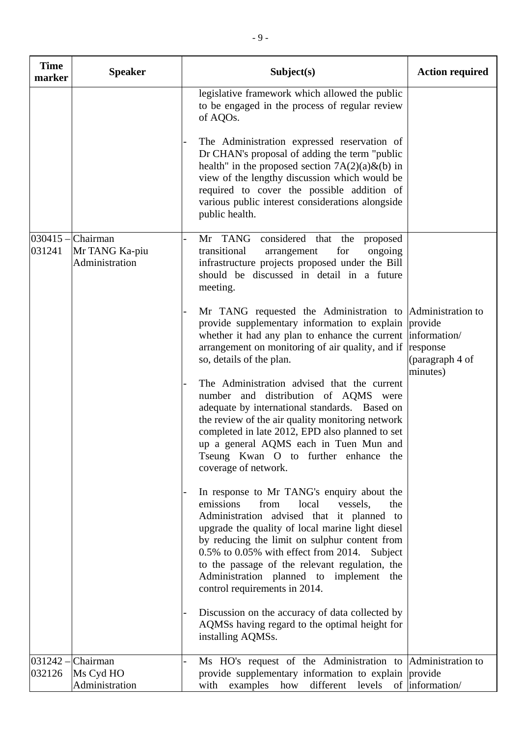| Time marker | Speaker | Subject(s) | Action required |
|---|---|---|---|
| | | legislative framework which allowed the public to be engaged in the process of regular review of AQOs.<br><br>- The Administration expressed reservation of Dr CHAN's proposal of adding the term "public health" in the proposed section 7A(2)(a)&(b) in view of the lengthy discussion which would be required to cover the possible addition of various public interest considerations alongside public health. | |
| 030415 – 031241 | Chairman<br>Mr TANG Ka-piu<br>Administration | - Mr TANG considered that the proposed transitional arrangement for ongoing infrastructure projects proposed under the Bill should be discussed in detail in a future meeting.<br><br>- Mr TANG requested the Administration to provide supplementary information to explain whether it had any plan to enhance the current arrangement on monitoring of air quality, and if so, details of the plan.<br><br>- The Administration advised that the current number and distribution of AQMS were adequate by international standards. Based on the review of the air quality monitoring network completed in late 2012, EPD also planned to set up a general AQMS each in Tuen Mun and Tseung Kwan O to further enhance the coverage of network.<br><br>- In response to Mr TANG's enquiry about the emissions from local vessels, the Administration advised that it planned to upgrade the quality of local marine light diesel by reducing the limit on sulphur content from 0.5% to 0.05% with effect from 2014. Subject to the passage of the relevant regulation, the Administration planned to implement the control requirements in 2014.<br><br>- Discussion on the accuracy of data collected by AQMSs having regard to the optimal height for installing AQMSs. | Administration to provide information/ response (paragraph 4 of minutes) |
| 031242 – 032126 | Chairman<br>Ms Cyd HO<br>Administration | - Ms HO's request of the Administration to provide supplementary information to explain with examples how different levels of | Administration to provide information/ |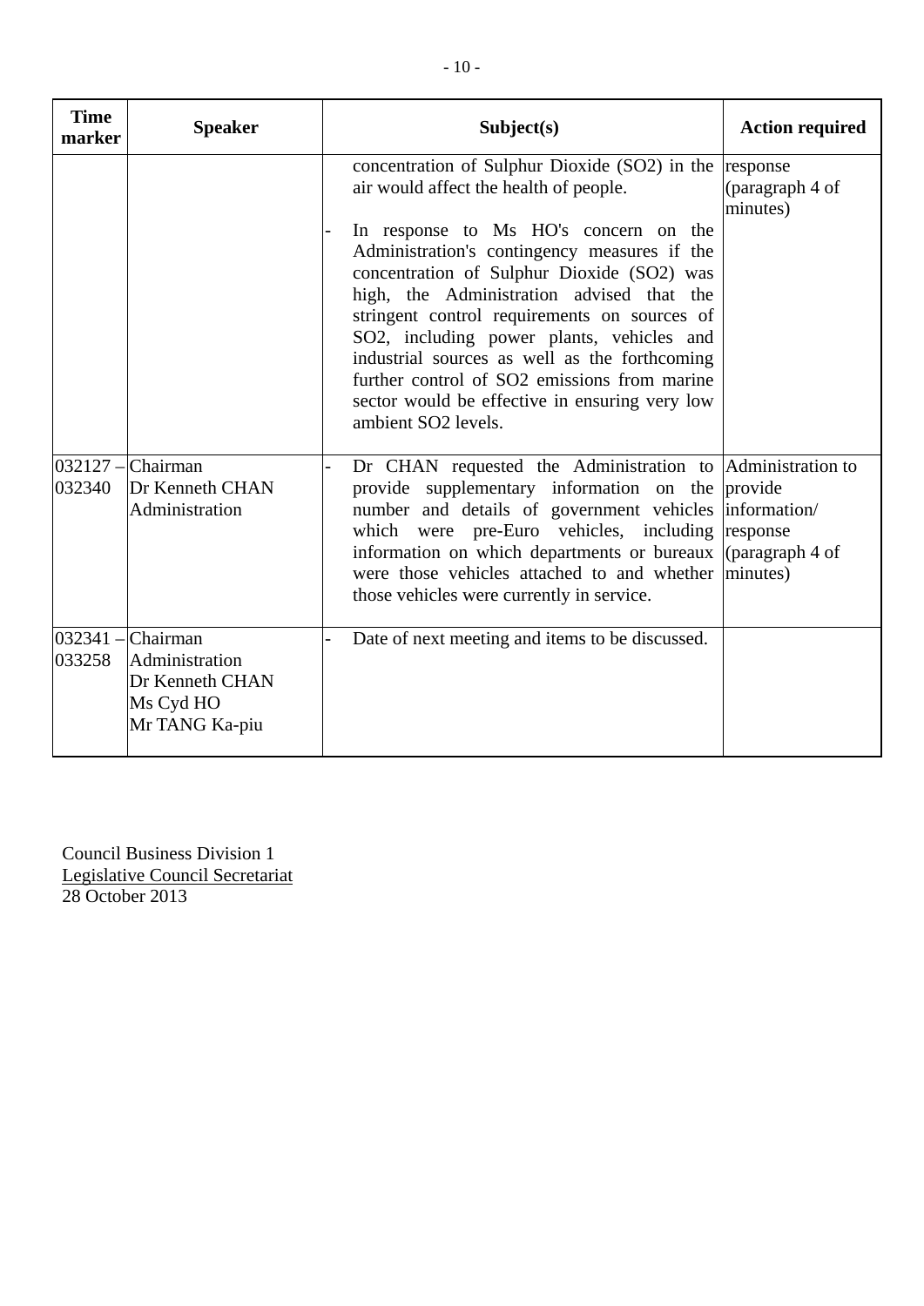| Time marker | Speaker | Subject(s) | Action required |
|---|---|---|---|
| | | concentration of Sulphur Dioxide ($SO_2$) in the air would affect the health of people.<br><br>- In response to Ms HO's concern on the Administration's contingency measures if the concentration of Sulphur Dioxide ($SO_2$) was high, the Administration advised that the stringent control requirements on sources of $SO_2$, including power plants, vehicles and industrial sources as well as the forthcoming further control of $SO_2$ emissions from marine sector would be effective in ensuring very low ambient $SO_2$ levels. | response (paragraph 4 of minutes) |
| 032127 – 032340 | Chairman<br>Dr Kenneth CHAN<br>Administration | - Dr CHAN requested the Administration to provide supplementary information on the number and details of government vehicles which were pre-Euro vehicles, including information on which departments or bureaux were those vehicles attached to and whether those vehicles were currently in service. | Administration to provide information/ response (paragraph 4 of minutes) |
| 032341 – 033258 | Chairman<br>Administration<br>Dr Kenneth CHAN<br>Ms Cyd HO<br>Mr TANG Ka-piu | - Date of next meeting and items to be discussed. | |

Council Business Division 1  
Legislative Council Secretariat  
28 October 2013